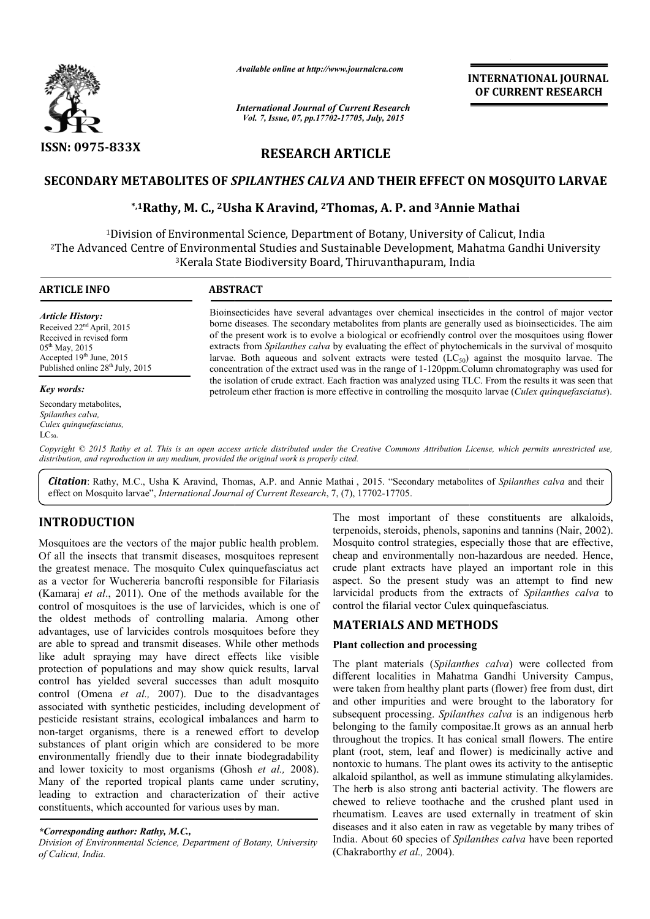*Available online at http://www.journalcra.com*

*International Journal of Current Research*
*Vol. 7, Issue, 07, pp.17702-17705, July, 2015*

**ISSN: 0975-833X**

**INTERNATIONAL JOURNAL OF CURRENT RESEARCH**

## RESEARCH ARTICLE

# SECONDARY METABOLITES OF *SPILANTHES CALVA* AND THEIR EFFECT ON MOSQUITO LARVAE

**\*,1Rathy, M. C., 2Usha K Aravind, 2Thomas, A. P. and 3Annie Mathai**

[1]Division of Environmental Science, Department of Botany, University of Calicut, India
[2]The Advanced Centre of Environmental Studies and Sustainable Development, Mahatma Gandhi University
[3]Kerala State Biodiversity Board, Thiruvanthapuram, India

**ARTICLE INFO**

*Article History:*
Received 22nd April, 2015
Received in revised form
05th May, 2015
Accepted 19th June, 2015
Published online 28th July, 2015

*Key words:*
Secondary metabolites,
*Spilanthes calva,*
*Culex quinquefasciatus,*
$LC_{50}$.

**ABSTRACT**

Bioinsecticides have several advantages over chemical insecticides in the control of major vector borne diseases. The secondary metabolites from plants are generally used as bioinsecticides. The aim of the present work is to evolve a biological or ecofriendly control over the mosquitoes using flower extracts from *Spilanthes calva* by evaluating the effect of phytochemicals in the survival of mosquito larvae. Both aqueous and solvent extracts were tested ($LC_{50}$) against the mosquito larvae. The concentration of the extract used was in the range of 1-120ppm.Column chromatography was used for the isolation of crude extract. Each fraction was analyzed using TLC. From the results it was seen that petroleum ether fraction is more effective in controlling the mosquito larvae (*Culex quinquefasciatus*).

*Copyright © 2015 Rathy et al. This is an open access article distributed under the Creative Commons Attribution License, which permits unrestricted use, distribution, and reproduction in any medium, provided the original work is properly cited.*

***Citation***: Rathy, M.C., Usha K Aravind, Thomas, A.P. and Annie Mathai , 2015. "Secondary metabolites of *Spilanthes calva* and their effect on Mosquito larvae", *International Journal of Current Research*, 7, (7), 17702-17705.

## INTRODUCTION

Mosquitoes are the vectors of the major public health problem. Of all the insects that transmit diseases, mosquitoes represent the greatest menace. The mosquito Culex quinquefasciatus act as a vector for Wuchereria bancrofti responsible for Filariasis (Kamaraj *et al*., 2011). One of the methods available for the control of mosquitoes is the use of larvicides, which is one of the oldest methods of controlling malaria. Among other advantages, use of larvicides controls mosquitoes before they are able to spread and transmit diseases. While other methods like adult spraying may have direct effects like visible protection of populations and may show quick results, larval control has yielded several successes than adult mosquito control (Omena *et al.,* 2007). Due to the disadvantages associated with synthetic pesticides, including development of pesticide resistant strains, ecological imbalances and harm to non-target organisms, there is a renewed effort to develop substances of plant origin which are considered to be more environmentally friendly due to their innate biodegradability and lower toxicity to most organisms (Ghosh *et al.,* 2008). Many of the reported tropical plants came under scrutiny, leading to extraction and characterization of their active constituents, which accounted for various uses by man.

The most important of these constituents are alkaloids, terpenoids, steroids, phenols, saponins and tannins (Nair, 2002). Mosquito control strategies, especially those that are effective, cheap and environmentally non-hazardous are needed. Hence, crude plant extracts have played an important role in this aspect. So the present study was an attempt to find new larvicidal products from the extracts of *Spilanthes calva* to control the filarial vector Culex quinquefasciatus.

## MATERIALS AND METHODS

### Plant collection and processing

The plant materials (*Spilanthes calva*) were collected from different localities in Mahatma Gandhi University Campus, were taken from healthy plant parts (flower) free from dust, dirt and other impurities and were brought to the laboratory for subsequent processing. *Spilanthes calva* is an indigenous herb belonging to the family compositae.It grows as an annual herb throughout the tropics. It has conical small flowers. The entire plant (root, stem, leaf and flower) is medicinally active and nontoxic to humans. The plant owes its activity to the antiseptic alkaloid spilanthol, as well as immune stimulating alkylamides. The herb is also strong anti bacterial activity. The flowers are chewed to relieve toothache and the crushed plant used in rheumatism. Leaves are used externally in treatment of skin diseases and it also eaten in raw as vegetable by many tribes of India. About 60 species of *Spilanthes calva* have been reported (Chakraborthy *et al.,* 2004).

*\*Corresponding author: Rathy, M.C.,*
*Division of Environmental Science, Department of Botany, University of Calicut, India.*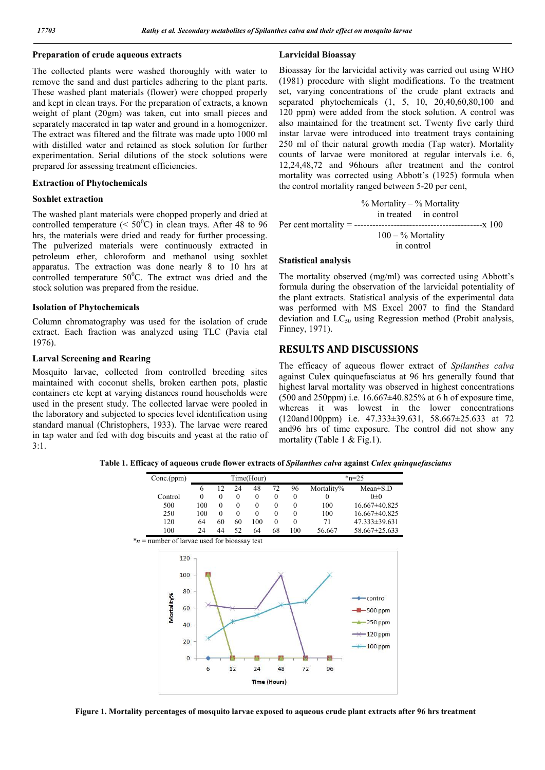### Preparation of crude aqueous extracts

The collected plants were washed thoroughly with water to remove the sand and dust particles adhering to the plant parts. These washed plant materials (flower) were chopped properly and kept in clean trays. For the preparation of extracts, a known weight of plant (20gm) was taken, cut into small pieces and separately macerated in tap water and ground in a homogenizer. The extract was filtered and the filtrate was made upto 1000 ml with distilled water and retained as stock solution for further experimentation. Serial dilutions of the stock solutions were prepared for assessing treatment efficiencies.

### Extraction of Phytochemicals

### Soxhlet extraction

The washed plant materials were chopped properly and dried at controlled temperature (< $50^0$C) in clean trays. After 48 to 96 hrs, the materials were dried and ready for further processing. The pulverized materials were continuously extracted in petroleum ether, chloroform and methanol using soxhlet apparatus. The extraction was done nearly 8 to 10 hrs at controlled temperature $50^0$C. The extract was dried and the stock solution was prepared from the residue.

### Isolation of Phytochemicals

Column chromatography was used for the isolation of crude extract. Each fraction was analyzed using TLC (Pavia etal 1976).

### Larval Screening and Rearing

Mosquito larvae, collected from controlled breeding sites maintained with coconut shells, broken earthen pots, plastic containers etc kept at varying distances round households were used in the present study. The collected larvae were pooled in the laboratory and subjected to species level identification using standard manual (Christophers, 1933). The larvae were reared in tap water and fed with dog biscuits and yeast at the ratio of 3:1.

### Larvicidal Bioassay

Bioassay for the larvicidal activity was carried out using WHO (1981) procedure with slight modifications. To the treatment set, varying concentrations of the crude plant extracts and separated phytochemicals (1, 5, 10, 20,40,60,80,100 and 120 ppm) were added from the stock solution. A control was also maintained for the treatment set. Twenty five early third instar larvae were introduced into treatment trays containing 250 ml of their natural growth media (Tap water). Mortality counts of larvae were monitored at regular intervals i.e. 6, 12,24,48,72 and 96hours after treatment and the control mortality was corrected using Abbott's (1925) formula when the control mortality ranged between 5-20 per cent,

$$\text{Per cent mortality} = \frac{\%\ \text{Mortality in treated} - \%\ \text{Mortality in control}}{100 - \%\ \text{Mortality in control}} \times 100$$

### Statistical analysis

The mortality observed (mg/ml) was corrected using Abbott's formula during the observation of the larvicidal potentiality of the plant extracts. Statistical analysis of the experimental data was performed with MS Excel 2007 to find the Standard deviation and $LC_{50}$ using Regression method (Probit analysis, Finney, 1971).

## RESULTS AND DISCUSSIONS

The efficacy of aqueous flower extract of *Spilanthes calva* against Culex quinquefasciatus at 96 hrs generally found that highest larval mortality was observed in highest concentrations (500 and 250ppm) i.e. 16.667±40.825% at 6 h of exposure time, whereas it was lowest in the lower concentrations (120and100ppm) i.e. 47.333±39.631, 58.667±25.633 at 72 and96 hrs of time exposure. The control did not show any mortality (Table 1 & Fig.1).

**Table 1. Efficacy of aqueous crude flower extracts of *Spilanthes calva* against *Culex quinquefasciatus***

| Conc.(ppm) | Time(Hour) | | | | | | *n=25 | |
|---|---|---|---|---|---|---|---|---|
| | 6 | 12 | 24 | 48 | 72 | 96 | Mortality% | Mean±S.D |
| Control | 0 | 0 | 0 | 0 | 0 | 0 | 0 | 0±0 |
| 500 | 100 | 0 | 0 | 0 | 0 | 0 | 100 | 16.667±40.825 |
| 250 | 100 | 0 | 0 | 0 | 0 | 0 | 100 | 16.667±40.825 |
| 120 | 64 | 60 | 60 | 100 | 0 | 0 | 71 | 47.333±39.631 |
| 100 | 24 | 44 | 52 | 64 | 68 | 100 | 56.667 | 58.667±25.633 |

**n* = number of larvae used for bioassay test

**Figure 1. Mortality percentages of mosquito larvae exposed to aqueous crude plant extracts after 96 hrs treatment**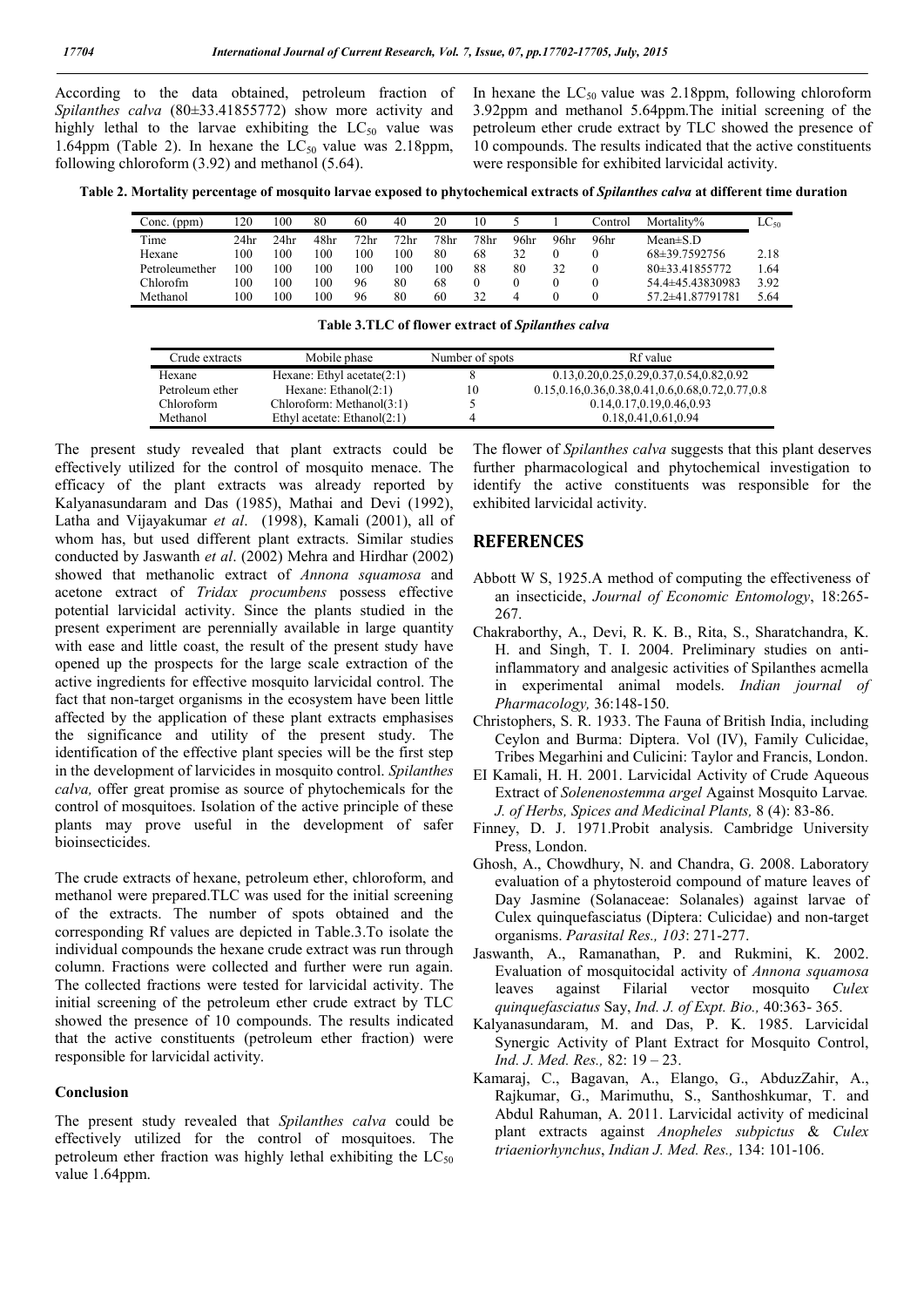According to the data obtained, petroleum fraction of *Spilanthes calva* (80±33.41855772) show more activity and highly lethal to the larvae exhibiting the $LC_{50}$ value was 1.64ppm (Table 2). In hexane the $LC_{50}$ value was 2.18ppm, following chloroform (3.92) and methanol (5.64).

In hexane the $LC_{50}$ value was 2.18ppm, following chloroform 3.92ppm and methanol 5.64ppm.The initial screening of the petroleum ether crude extract by TLC showed the presence of 10 compounds. The results indicated that the active constituents were responsible for exhibited larvicidal activity.

**Table 2. Mortality percentage of mosquito larvae exposed to phytochemical extracts of *Spilanthes calva* at different time duration**

| Conc. (ppm) | 120 | 100 | 80 | 60 | 40 | 20 | 10 | 5 | 1 | Control | Mortality% | $LC_{50}$ |
|---|---|---|---|---|---|---|---|---|---|---|---|---|
| Time | 24hr | 24hr | 48hr | 72hr | 72hr | 78hr | 78hr | 96hr | 96hr | 96hr | Mean±S.D | |
| Hexane | 100 | 100 | 100 | 100 | 100 | 80 | 68 | 32 | 0 | 0 | 68±39.7592756 | 2.18 |
| Petroleumether | 100 | 100 | 100 | 100 | 100 | 100 | 88 | 80 | 32 | 0 | 80±33.41855772 | 1.64 |
| Chlorofm | 100 | 100 | 100 | 96 | 80 | 68 | 0 | 0 | 0 | 0 | 54.4±45.43830983 | 3.92 |
| Methanol | 100 | 100 | 100 | 96 | 80 | 60 | 32 | 4 | 0 | 0 | 57.2±41.87791781 | 5.64 |

**Table 3.TLC of flower extract of *Spilanthes calva***

| Crude extracts | Mobile phase | Number of spots | Rf value |
|---|---|---|---|
| Hexane | Hexane: Ethyl acetate(2:1) | 8 | 0.13,0.20,0.25,0.29,0.37,0.54,0.82,0.92 |
| Petroleum ether | Hexane: Ethanol(2:1) | 10 | 0.15,0.16,0.36,0.38,0.41,0.6,0.68,0.72,0.77,0.8 |
| Chloroform | Chloroform: Methanol(3:1) | 5 | 0.14,0.17,0.19,0.46,0.93 |
| Methanol | Ethyl acetate: Ethanol(2:1) | 4 | 0.18,0.41,0.61,0.94 |

The present study revealed that plant extracts could be effectively utilized for the control of mosquito menace. The efficacy of the plant extracts was already reported by Kalyanasundaram and Das (1985), Mathai and Devi (1992), Latha and Vijayakumar *et al*. (1998), Kamali (2001), all of whom has, but used different plant extracts. Similar studies conducted by Jaswanth *et al*. (2002) Mehra and Hirdhar (2002) showed that methanolic extract of *Annona squamosa* and acetone extract of *Tridax procumbens* possess effective potential larvicidal activity. Since the plants studied in the present experiment are perennially available in large quantity with ease and little coast, the result of the present study have opened up the prospects for the large scale extraction of the active ingredients for effective mosquito larvicidal control. The fact that non-target organisms in the ecosystem have been little affected by the application of these plant extracts emphasises the significance and utility of the present study. The identification of the effective plant species will be the first step in the development of larvicides in mosquito control. *Spilanthes calva,* offer great promise as source of phytochemicals for the control of mosquitoes. Isolation of the active principle of these plants may prove useful in the development of safer bioinsecticides.

The crude extracts of hexane, petroleum ether, chloroform, and methanol were prepared.TLC was used for the initial screening of the extracts. The number of spots obtained and the corresponding Rf values are depicted in Table.3.To isolate the individual compounds the hexane crude extract was run through column. Fractions were collected and further were run again. The collected fractions were tested for larvicidal activity. The initial screening of the petroleum ether crude extract by TLC showed the presence of 10 compounds. The results indicated that the active constituents (petroleum ether fraction) were responsible for larvicidal activity.

#### Conclusion

The present study revealed that *Spilanthes calva* could be effectively utilized for the control of mosquitoes. The petroleum ether fraction was highly lethal exhibiting the $LC_{50}$ value 1.64ppm.

The flower of *Spilanthes calva* suggests that this plant deserves further pharmacological and phytochemical investigation to identify the active constituents was responsible for the exhibited larvicidal activity.

## REFERENCES

Abbott W S, 1925.A method of computing the effectiveness of an insecticide, *Journal of Economic Entomology*, 18:265-267.

Chakraborthy, A., Devi, R. K. B., Rita, S., Sharatchandra, K. H. and Singh, T. I. 2004. Preliminary studies on anti-inflammatory and analgesic activities of Spilanthes acmella in experimental animal models. *Indian journal of Pharmacology,* 36:148-150.

Christophers, S. R. 1933. The Fauna of British India, including Ceylon and Burma: Diptera. Vol (IV), Family Culicidae, Tribes Megarhini and Culicini: Taylor and Francis, London.

EI Kamali, H. H. 2001. Larvicidal Activity of Crude Aqueous Extract of *Solenenostemma argel* Against Mosquito Larvae*. J. of Herbs, Spices and Medicinal Plants,* 8 (4): 83-86.

Finney, D. J. 1971.Probit analysis. Cambridge University Press, London.

Ghosh, A., Chowdhury, N. and Chandra, G. 2008. Laboratory evaluation of a phytosteroid compound of mature leaves of Day Jasmine (Solanaceae: Solanales) against larvae of Culex quinquefasciatus (Diptera: Culicidae) and non-target organisms. *Parasital Res., 103*: 271-277.

Jaswanth, A., Ramanathan, P. and Rukmini, K. 2002. Evaluation of mosquitocidal activity of *Annona squamosa* leaves against Filarial vector mosquito *Culex quinquefasciatus* Say, *Ind. J. of Expt. Bio.,* 40:363- 365.

Kalyanasundaram, M. and Das, P. K. 1985. Larvicidal Synergic Activity of Plant Extract for Mosquito Control, *Ind. J. Med. Res.,* 82: 19 – 23.

Kamaraj, C., Bagavan, A., Elango, G., AbduzZahir, A., Rajkumar, G., Marimuthu, S., Santhoshkumar, T. and Abdul Rahuman, A. 2011. Larvicidal activity of medicinal plant extracts against *Anopheles subpictus* & *Culex triaeniorhynchus*, *Indian J. Med. Res.,* 134: 101-106.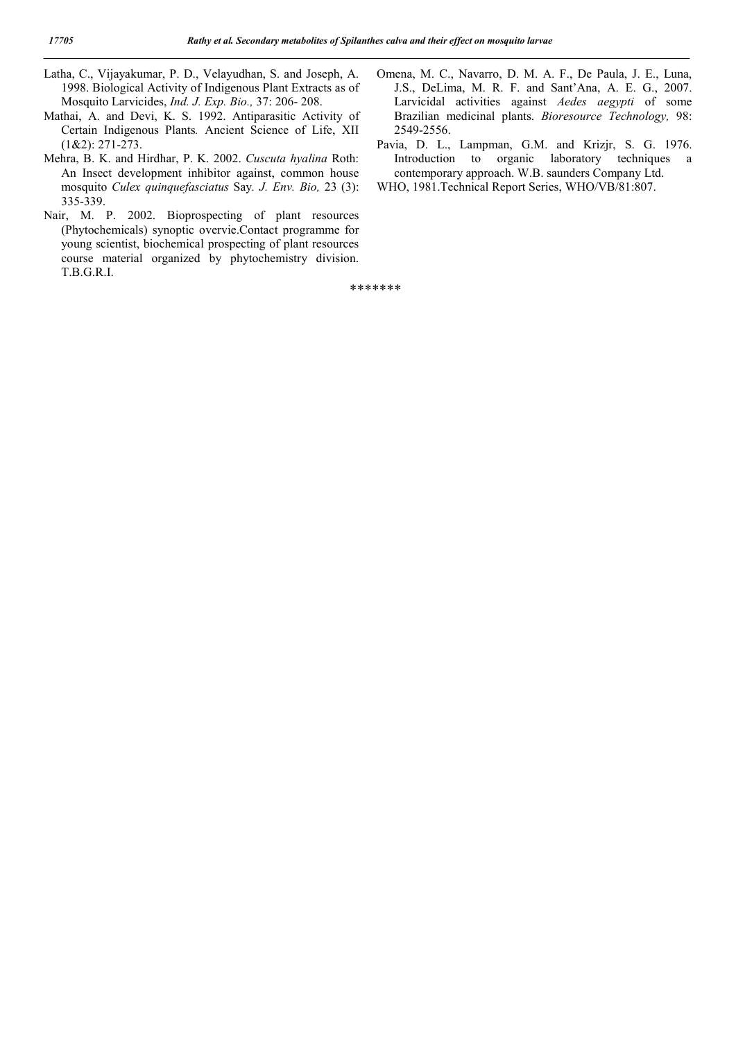Latha, C., Vijayakumar, P. D., Velayudhan, S. and Joseph, A. 1998. Biological Activity of Indigenous Plant Extracts as of Mosquito Larvicides, *Ind. J. Exp. Bio.,* 37: 206- 208.

Mathai, A. and Devi, K. S. 1992. Antiparasitic Activity of Certain Indigenous Plants*.* Ancient Science of Life, XII (1&2): 271-273.

Mehra, B. K. and Hirdhar, P. K. 2002. *Cuscuta hyalina* Roth: An Insect development inhibitor against, common house mosquito *Culex quinquefasciatus* Say. *J. Env. Bio,* 23 (3): 335-339.

Nair, M. P. 2002. Bioprospecting of plant resources (Phytochemicals) synoptic overvie.Contact programme for young scientist, biochemical prospecting of plant resources course material organized by phytochemistry division. T.B.G.R.I.

Omena, M. C., Navarro, D. M. A. F., De Paula, J. E., Luna, J.S., DeLima, M. R. F. and Sant'Ana, A. E. G., 2007. Larvicidal activities against *Aedes aegypti* of some Brazilian medicinal plants. *Bioresource Technology,* 98: 2549-2556.

Pavia, D. L., Lampman, G.M. and Krizjr, S. G. 1976. Introduction to organic laboratory techniques a contemporary approach. W.B. saunders Company Ltd.

WHO, 1981.Technical Report Series, WHO/VB/81:807.

\*\*\*\*\*\*\*